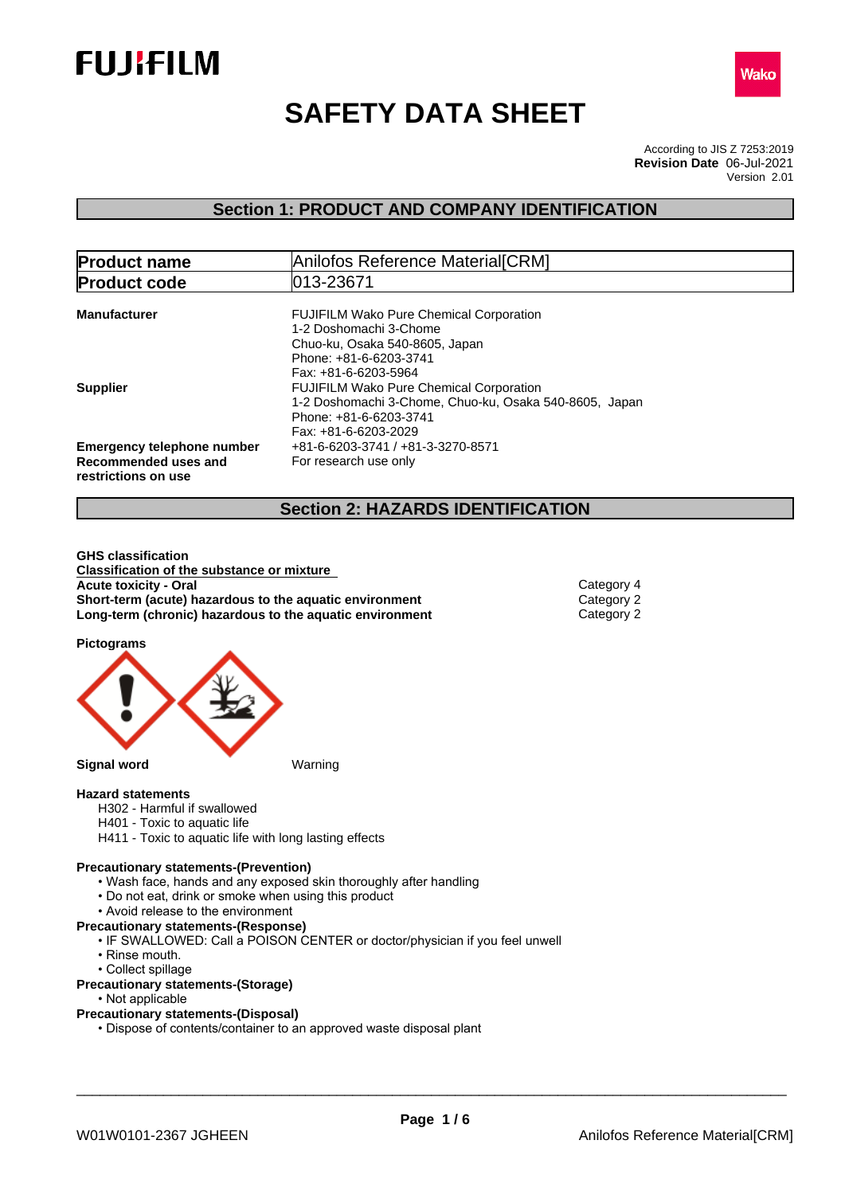FUJIFILM

Wako

# SAFETY DATA SHEET

According to JIS Z 7253:2019
**Revision Date** 06-Jul-2021
Version 2.01

## Section 1: PRODUCT AND COMPANY IDENTIFICATION

| **Product name** | Anilofos Reference Material[CRM] |
|---|---|
| **Product code** | 013-23671 |

**Manufacturer**
FUJIFILM Wako Pure Chemical Corporation
1-2 Doshomachi 3-Chome
Chuo-ku, Osaka 540-8605, Japan
Phone: +81-6-6203-3741
Fax: +81-6-6203-5964

**Supplier**
FUJIFILM Wako Pure Chemical Corporation
1-2 Doshomachi 3-Chome, Chuo-ku, Osaka 540-8605, Japan
Phone: +81-6-6203-3741
Fax: +81-6-6203-2029

**Emergency telephone number** +81-6-6203-3741 / +81-3-3270-8571

**Recommended uses and restrictions on use** For research use only

## Section 2: HAZARDS IDENTIFICATION

**GHS classification**

**Classification of the substance or mixture**

| | |
|---|---|
| **Acute toxicity - Oral** | Category 4 |
| **Short-term (acute) hazardous to the aquatic environment** | Category 2 |
| **Long-term (chronic) hazardous to the aquatic environment** | Category 2 |

**Pictograms**

**Signal word** Warning

**Hazard statements**

H302 - Harmful if swallowed
H401 - Toxic to aquatic life
H411 - Toxic to aquatic life with long lasting effects

**Precautionary statements-(Prevention)**

- Wash face, hands and any exposed skin thoroughly after handling
- Do not eat, drink or smoke when using this product
- Avoid release to the environment

**Precautionary statements-(Response)**

- IF SWALLOWED: Call a POISON CENTER or doctor/physician if you feel unwell
- Rinse mouth.
- Collect spillage

**Precautionary statements-(Storage)**

- Not applicable

**Precautionary statements-(Disposal)**

- Dispose of contents/container to an approved waste disposal plant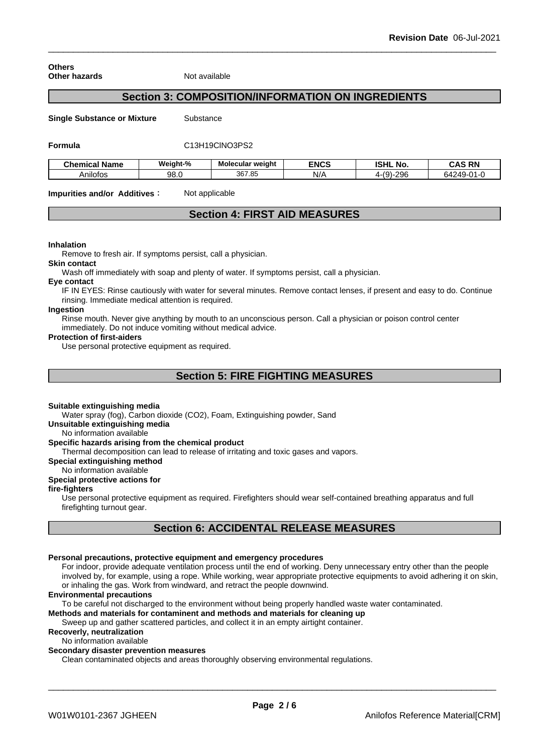**Others**

**Other hazards** Not available

## Section 3: COMPOSITION/INFORMATION ON INGREDIENTS

**Single Substance or Mixture** Substance

**Formula** C13H19ClNO3PS2

| Chemical Name | Weight-% | Molecular weight | ENCS | ISHL No. | CAS RN |
|---|---|---|---|---|---|
| Anilofos | 98.0 | 367.85 | N/A | 4-(9)-296 | 64249-01-0 |

**Impurities and/or Additives**: Not applicable

## Section 4: FIRST AID MEASURES

**Inhalation**

Remove to fresh air. If symptoms persist, call a physician.

**Skin contact**

Wash off immediately with soap and plenty of water. If symptoms persist, call a physician.

**Eye contact**

IF IN EYES: Rinse cautiously with water for several minutes. Remove contact lenses, if present and easy to do. Continue rinsing. Immediate medical attention is required.

**Ingestion**

Rinse mouth. Never give anything by mouth to an unconscious person. Call a physician or poison control center immediately. Do not induce vomiting without medical advice.

**Protection of first-aiders**

Use personal protective equipment as required.

## Section 5: FIRE FIGHTING MEASURES

**Suitable extinguishing media**

Water spray (fog), Carbon dioxide (CO2), Foam, Extinguishing powder, Sand

**Unsuitable extinguishing media**

No information available

**Specific hazards arising from the chemical product**

Thermal decomposition can lead to release of irritating and toxic gases and vapors.

**Special extinguishing method**

No information available

**Special protective actions for fire-fighters**

Use personal protective equipment as required. Firefighters should wear self-contained breathing apparatus and full firefighting turnout gear.

## Section 6: ACCIDENTAL RELEASE MEASURES

**Personal precautions, protective equipment and emergency procedures**

For indoor, provide adequate ventilation process until the end of working. Deny unnecessary entry other than the people involved by, for example, using a rope. While working, wear appropriate protective equipments to avoid adhering it on skin, or inhaling the gas. Work from windward, and retract the people downwind.

**Environmental precautions**

To be careful not discharged to the environment without being properly handled waste water contaminated.

**Methods and materials for contaminent and methods and materials for cleaning up**

Sweep up and gather scattered particles, and collect it in an empty airtight container.

**Recoverly, neutralization**

No information available

**Secondary disaster prevention measures**

Clean contaminated objects and areas thoroughly observing environmental regulations.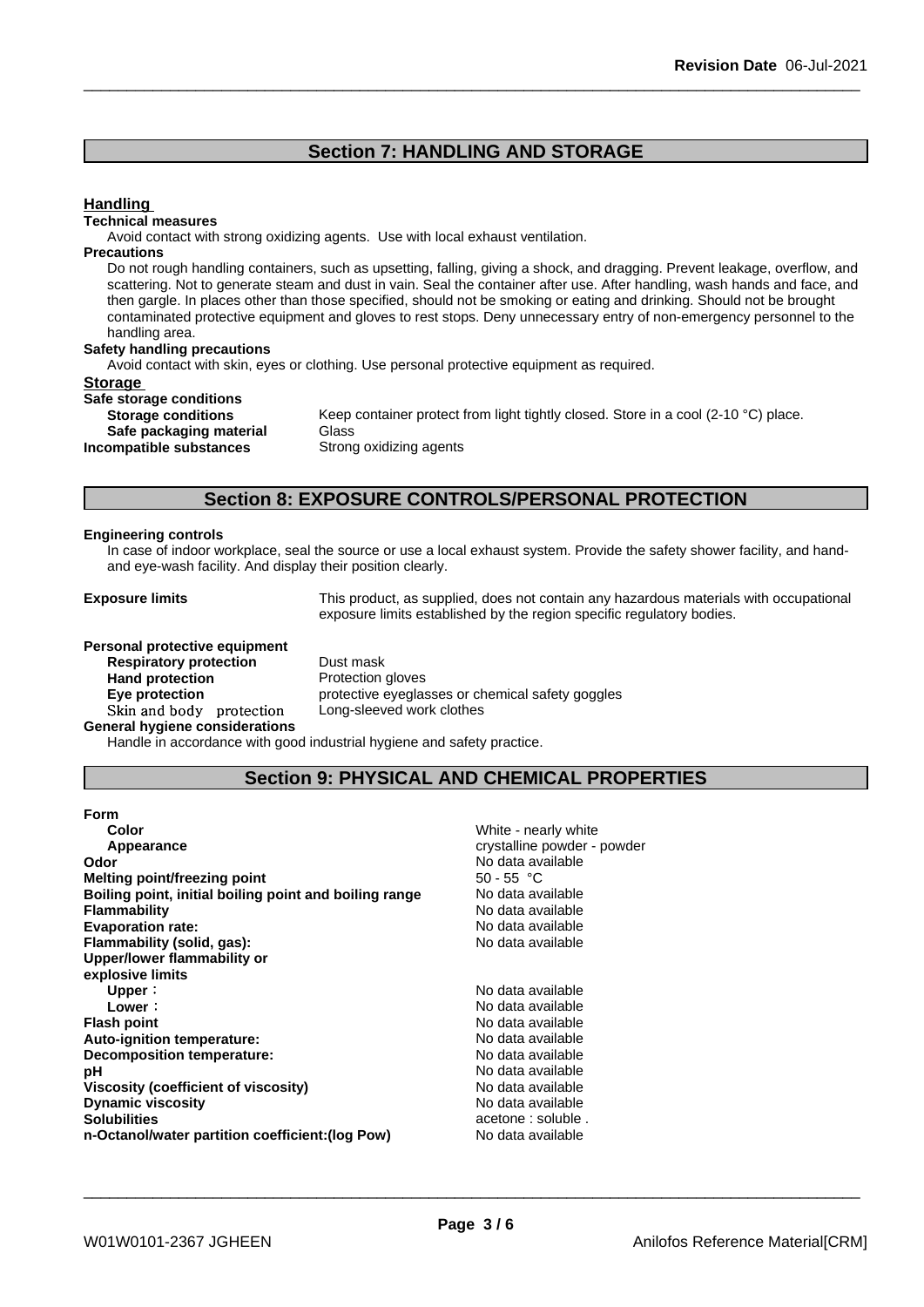## Section 7: HANDLING AND STORAGE

### Handling

**Technical measures**

Avoid contact with strong oxidizing agents. Use with local exhaust ventilation.

**Precautions**

Do not rough handling containers, such as upsetting, falling, giving a shock, and dragging. Prevent leakage, overflow, and scattering. Not to generate steam and dust in vain. Seal the container after use. After handling, wash hands and face, and then gargle. In places other than those specified, should not be smoking or eating and drinking. Should not be brought contaminated protective equipment and gloves to rest stops. Deny unnecessary entry of non-emergency personnel to the handling area.

**Safety handling precautions**

Avoid contact with skin, eyes or clothing. Use personal protective equipment as required.

### Storage

**Safe storage conditions**

| | |
|---|---|
| **Storage conditions** | Keep container protect from light tightly closed. Store in a cool (2-10 °C) place. |
| **Safe packaging material** | Glass |
| **Incompatible substances** | Strong oxidizing agents |

## Section 8: EXPOSURE CONTROLS/PERSONAL PROTECTION

**Engineering controls**

In case of indoor workplace, seal the source or use a local exhaust system. Provide the safety shower facility, and hand-and eye-wash facility. And display their position clearly.

**Exposure limits** This product, as supplied, does not contain any hazardous materials with occupational exposure limits established by the region specific regulatory bodies.

**Personal protective equipment**

| | |
|---|---|
| **Respiratory protection** | Dust mask |
| **Hand protection** | Protection gloves |
| **Eye protection** | protective eyeglasses or chemical safety goggles |
| **Skin and body protection** | Long-sleeved work clothes |

**General hygiene considerations**

Handle in accordance with good industrial hygiene and safety practice.

## Section 9: PHYSICAL AND CHEMICAL PROPERTIES

| | |
|---|---|
| **Form** | |
| **Color** | White - nearly white |
| **Appearance** | crystalline powder - powder |
| **Odor** | No data available |
| **Melting point/freezing point** | 50 - 55 °C |
| **Boiling point, initial boiling point and boiling range** | No data available |
| **Flammability** | No data available |
| **Evaporation rate:** | No data available |
| **Flammability (solid, gas):** | No data available |
| **Upper/lower flammability or explosive limits** | |
| **Upper：** | No data available |
| **Lower：** | No data available |
| **Flash point** | No data available |
| **Auto-ignition temperature:** | No data available |
| **Decomposition temperature:** | No data available |
| **pH** | No data available |
| **Viscosity (coefficient of viscosity)** | No data available |
| **Dynamic viscosity** | No data available |
| **Solubilities** | acetone : soluble . |
| **n-Octanol/water partition coefficient:(log Pow)** | No data available |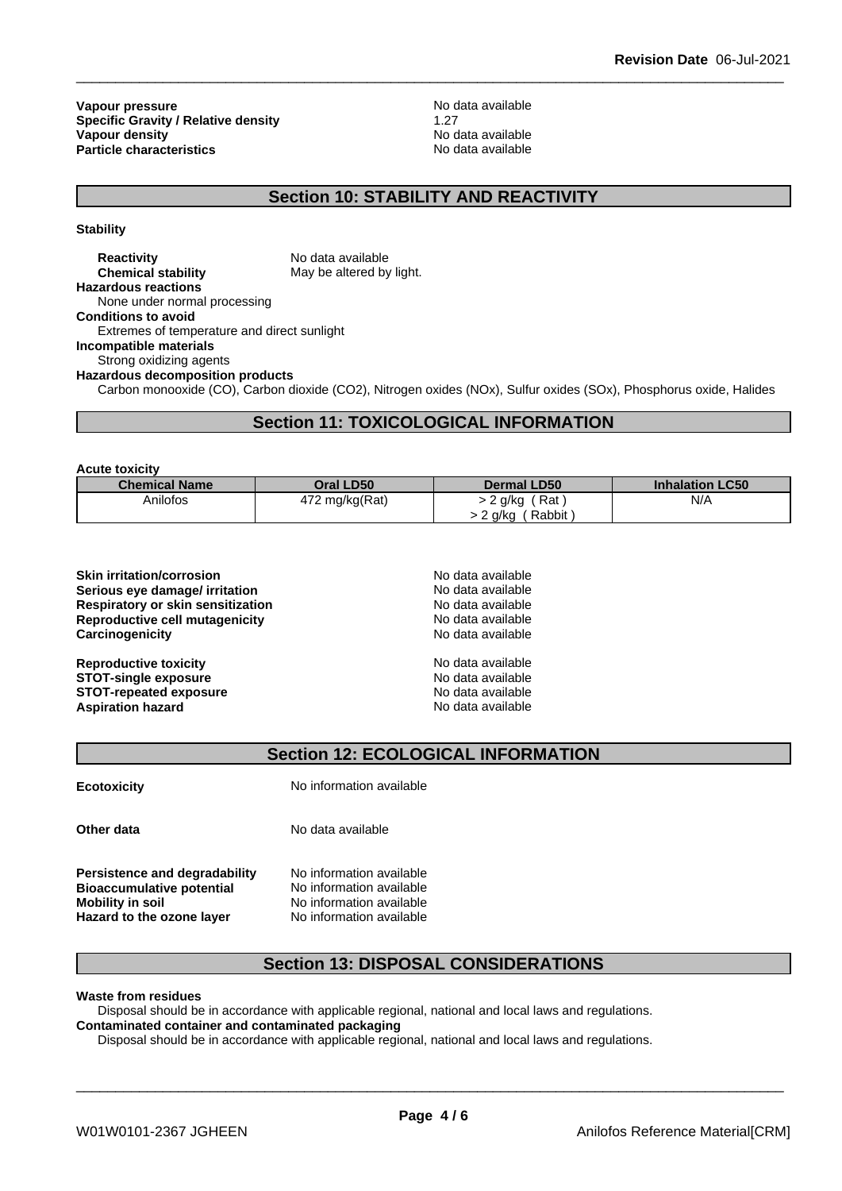| | |
|---|---|
| **Vapour pressure** | No data available |
| **Specific Gravity / Relative density** | 1.27 |
| **Vapour density** | No data available |
| **Particle characteristics** | No data available |

## Section 10: STABILITY AND REACTIVITY

**Stability**

**Reactivity** No data available
**Chemical stability** May be altered by light.

**Hazardous reactions**
None under normal processing

**Conditions to avoid**
Extremes of temperature and direct sunlight

**Incompatible materials**
Strong oxidizing agents

**Hazardous decomposition products**
Carbon monooxide (CO), Carbon dioxide ($CO_2$), Nitrogen oxides (NOx), Sulfur oxides (SOx), Phosphorus oxide, Halides

## Section 11: TOXICOLOGICAL INFORMATION

**Acute toxicity**

| Chemical Name | Oral LD50 | Dermal LD50 | Inhalation LC50 |
|---|---|---|---|
| Anilofos | 472 mg/kg(Rat) | > 2 g/kg ( Rat )<br>> 2 g/kg ( Rabbit ) | N/A |

| | |
|---|---|
| **Skin irritation/corrosion** | No data available |
| **Serious eye damage/ irritation** | No data available |
| **Respiratory or skin sensitization** | No data available |
| **Reproductive cell mutagenicity** | No data available |
| **Carcinogenicity** | No data available |
| **Reproductive toxicity** | No data available |
| **STOT-single exposure** | No data available |
| **STOT-repeated exposure** | No data available |
| **Aspiration hazard** | No data available |

## Section 12: ECOLOGICAL INFORMATION

**Ecotoxicity** No information available

**Other data** No data available

| | |
|---|---|
| **Persistence and degradability** | No information available |
| **Bioaccumulative potential** | No information available |
| **Mobility in soil** | No information available |
| **Hazard to the ozone layer** | No information available |

## Section 13: DISPOSAL CONSIDERATIONS

**Waste from residues**
Disposal should be in accordance with applicable regional, national and local laws and regulations.

**Contaminated container and contaminated packaging**
Disposal should be in accordance with applicable regional, national and local laws and regulations.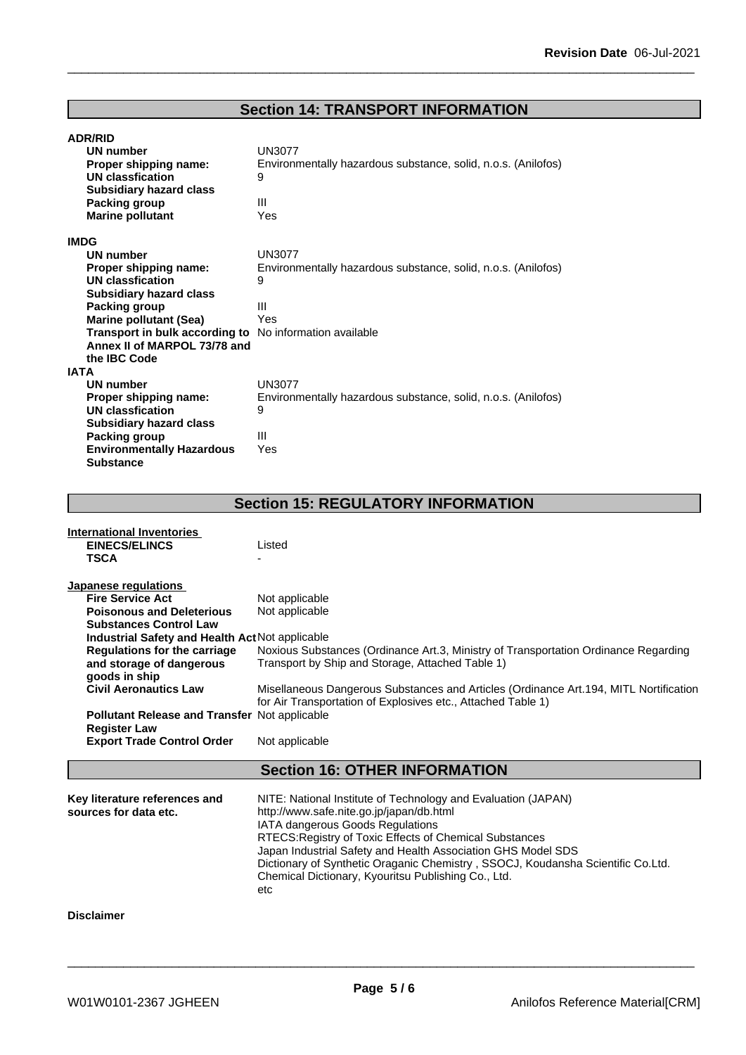## Section 14: TRANSPORT INFORMATION

**ADR/RID**

| | |
|---|---|
| **UN number** | UN3077 |
| **Proper shipping name:** | Environmentally hazardous substance, solid, n.o.s. (Anilofos) |
| **UN classfication** | 9 |
| **Subsidiary hazard class** | |
| **Packing group** | III |
| **Marine pollutant** | Yes |

**IMDG**

| | |
|---|---|
| **UN number** | UN3077 |
| **Proper shipping name:** | Environmentally hazardous substance, solid, n.o.s. (Anilofos) |
| **UN classfication** | 9 |
| **Subsidiary hazard class** | |
| **Packing group** | III |
| **Marine pollutant (Sea)** | Yes |
| **Transport in bulk according to Annex II of MARPOL 73/78 and the IBC Code** | No information available |

**IATA**

| | |
|---|---|
| **UN number** | UN3077 |
| **Proper shipping name:** | Environmentally hazardous substance, solid, n.o.s. (Anilofos) |
| **UN classfication** | 9 |
| **Subsidiary hazard class** | |
| **Packing group** | III |
| **Environmentally Hazardous Substance** | Yes |

## Section 15: REGULATORY INFORMATION

**International Inventories**

| | |
|---|---|
| **EINECS/ELINCS** | Listed |
| **TSCA** | - |

**Japanese regulations**

| | |
|---|---|
| **Fire Service Act** | Not applicable |
| **Poisonous and Deleterious Substances Control Law** | Not applicable |
| **Industrial Safety and Health Act** | Not applicable |
| **Regulations for the carriage and storage of dangerous goods in ship** | Noxious Substances (Ordinance Art.3, Ministry of Transportation Ordinance Regarding Transport by Ship and Storage, Attached Table 1) |
| **Civil Aeronautics Law** | Misellaneous Dangerous Substances and Articles (Ordinance Art.194, MITL Nortification for Air Transportation of Explosives etc., Attached Table 1) |
| **Pollutant Release and Transfer Register Law** | Not applicable |
| **Export Trade Control Order** | Not applicable |

## Section 16: OTHER INFORMATION

**Key literature references and sources for data etc.**

NITE: National Institute of Technology and Evaluation (JAPAN)
http://www.safe.nite.go.jp/japan/db.html
IATA dangerous Goods Regulations
RTECS:Registry of Toxic Effects of Chemical Substances
Japan Industrial Safety and Health Association GHS Model SDS
Dictionary of Synthetic Oraganic Chemistry , SSOCJ, Koudansha Scientific Co.Ltd.
Chemical Dictionary, Kyouritsu Publishing Co., Ltd.
etc

**Disclaimer**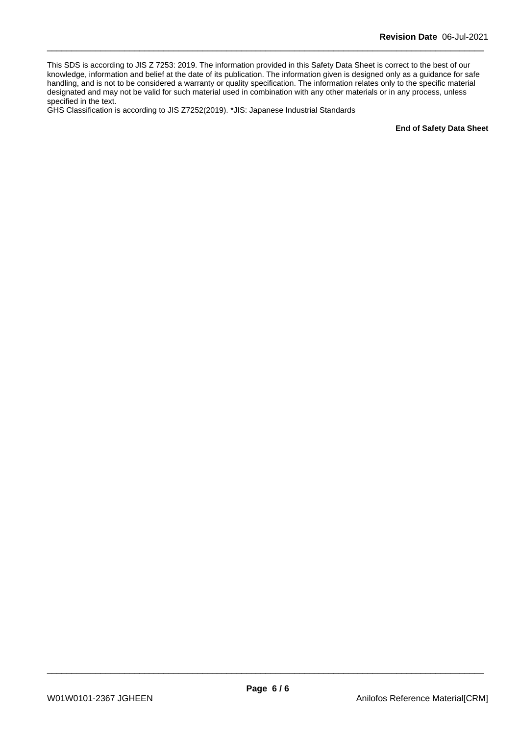This SDS is according to JIS Z 7253: 2019. The information provided in this Safety Data Sheet is correct to the best of our knowledge, information and belief at the date of its publication. The information given is designed only as a guidance for safe handling, and is not to be considered a warranty or quality specification. The information relates only to the specific material designated and may not be valid for such material used in combination with any other materials or in any process, unless specified in the text.
GHS Classification is according to JIS Z7252(2019). *JIS: Japanese Industrial Standards

**End of Safety Data Sheet**